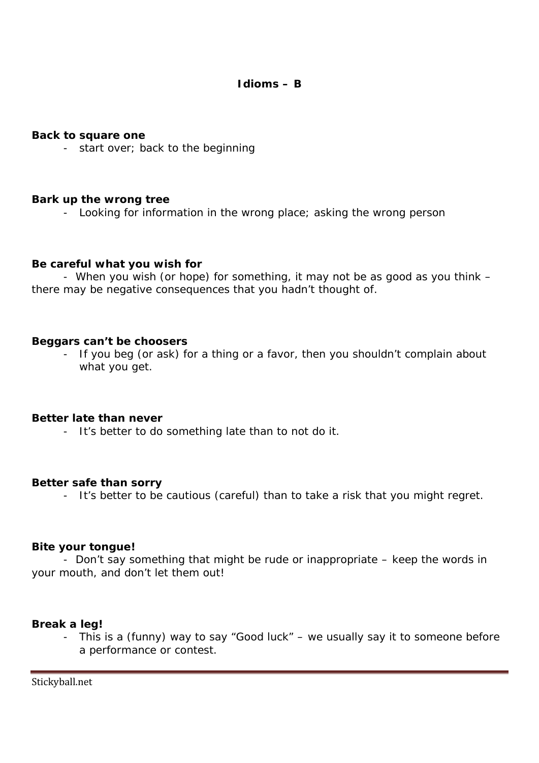# Idioms – B

**Back to square one**

- start over; back to the beginning

**Bark up the wrong tree**

- Looking for information in the wrong place; asking the wrong person

**Be careful what you wish for**

- When you wish (or hope) for something, it may not be as good as you think – there may be negative consequences that you hadn't thought of.

**Beggars can't be choosers**

- If you beg (or ask) for a thing or a favor, then you shouldn't complain about what you get.

**Better late than never**

- It's better to do something late than to not do it.

**Better safe than sorry**

- It's better to be cautious (careful) than to take a risk that you might regret.

**Bite your tongue!**

- Don't say something that might be rude or inappropriate – keep the words in your mouth, and don't let them out!

**Break a leg!**

- This is a (funny) way to say "Good luck" – we usually say it to someone before a performance or contest.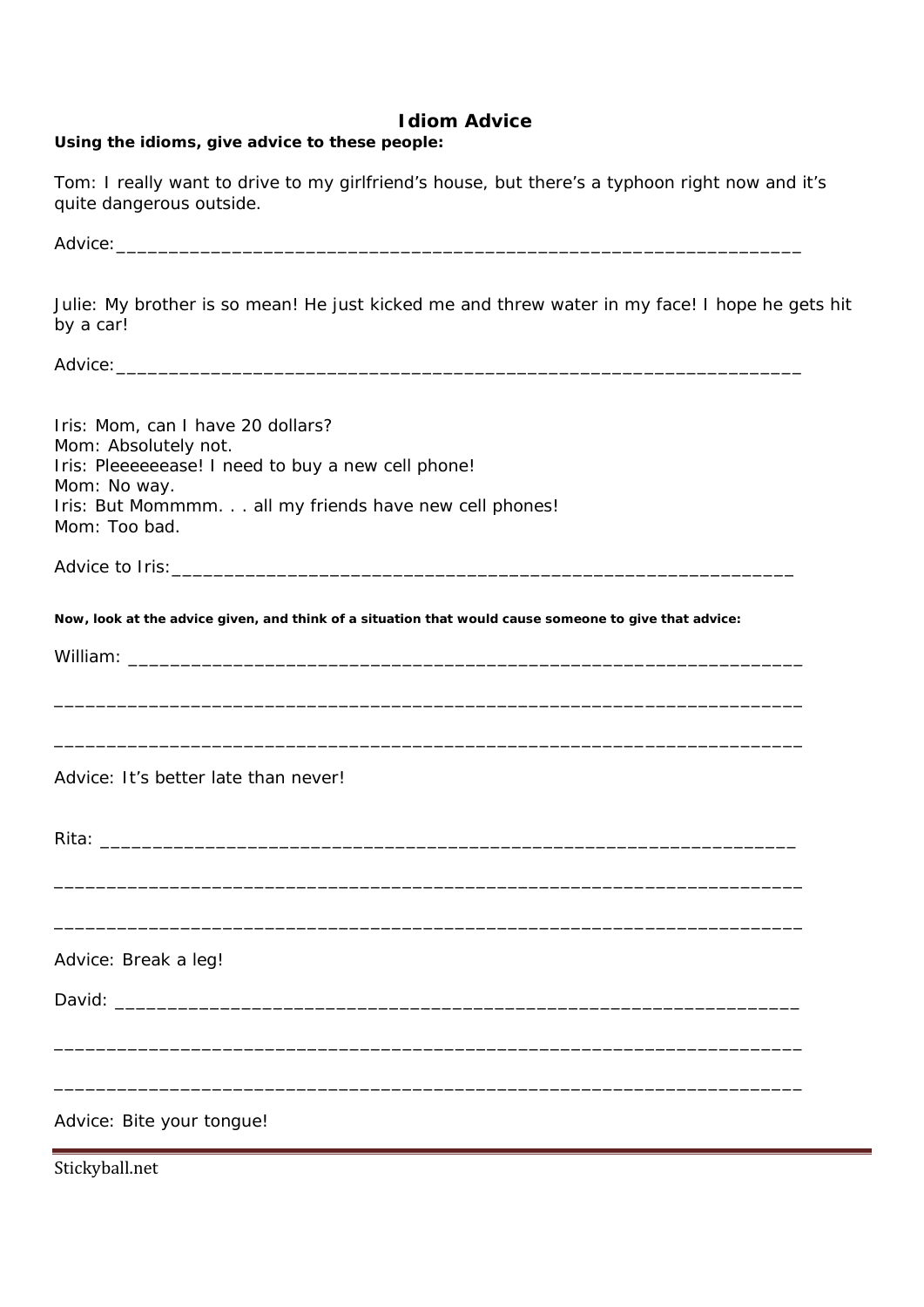## Idiom Advice

**Using the idioms, give advice to these people:**

Tom: I really want to drive to my girlfriend's house, but there's a typhoon right now and it's quite dangerous outside.

Advice:____________________________________________________________________

Julie: My brother is so mean! He just kicked me and threw water in my face! I hope he gets hit by a car!

Advice:____________________________________________________________________

Iris: Mom, can I have 20 dollars?
Mom: Absolutely not.
Iris: Pleeeeeease! I need to buy a new cell phone!
Mom: No way.
Iris: But Mommmm. . . all my friends have new cell phones!
Mom: Too bad.

Advice to Iris:______________________________________________________________

**Now, look at the advice given, and think of a situation that would cause someone to give that advice:**

William: ___________________________________________________________________

____________________________________________________________________________

____________________________________________________________________________

Advice: It's better late than never!

Rita: ______________________________________________________________________

____________________________________________________________________________

____________________________________________________________________________

Advice: Break a leg!

David: _____________________________________________________________________

____________________________________________________________________________

____________________________________________________________________________

Advice: Bite your tongue!

Stickyball.net